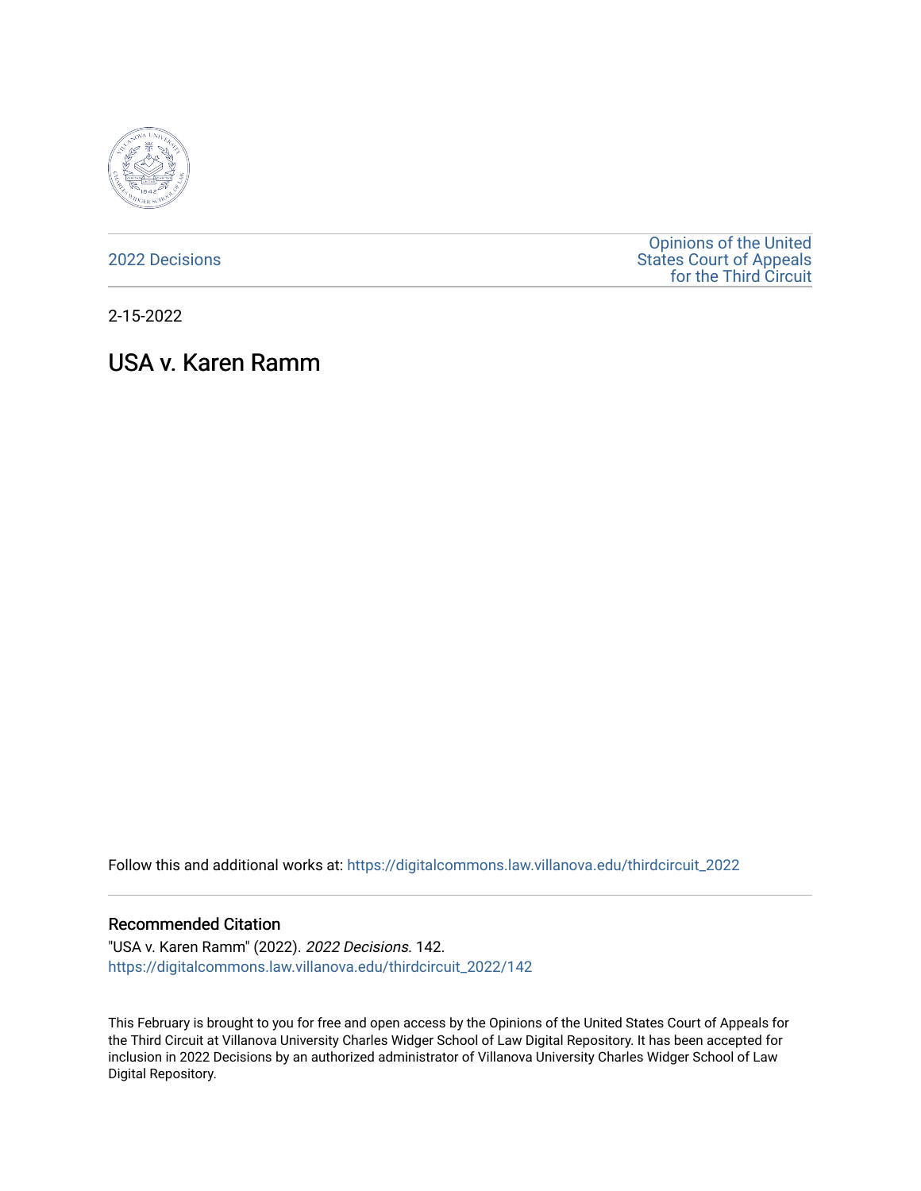2022 Decisions

Opinions of the United States Court of Appeals for the Third Circuit

2-15-2022

# USA v. Karen Ramm

Follow this and additional works at: https://digitalcommons.law.villanova.edu/thirdcircuit_2022

## Recommended Citation

"USA v. Karen Ramm" (2022). *2022 Decisions*. 142.
https://digitalcommons.law.villanova.edu/thirdcircuit_2022/142

This February is brought to you for free and open access by the Opinions of the United States Court of Appeals for the Third Circuit at Villanova University Charles Widger School of Law Digital Repository. It has been accepted for inclusion in 2022 Decisions by an authorized administrator of Villanova University Charles Widger School of Law Digital Repository.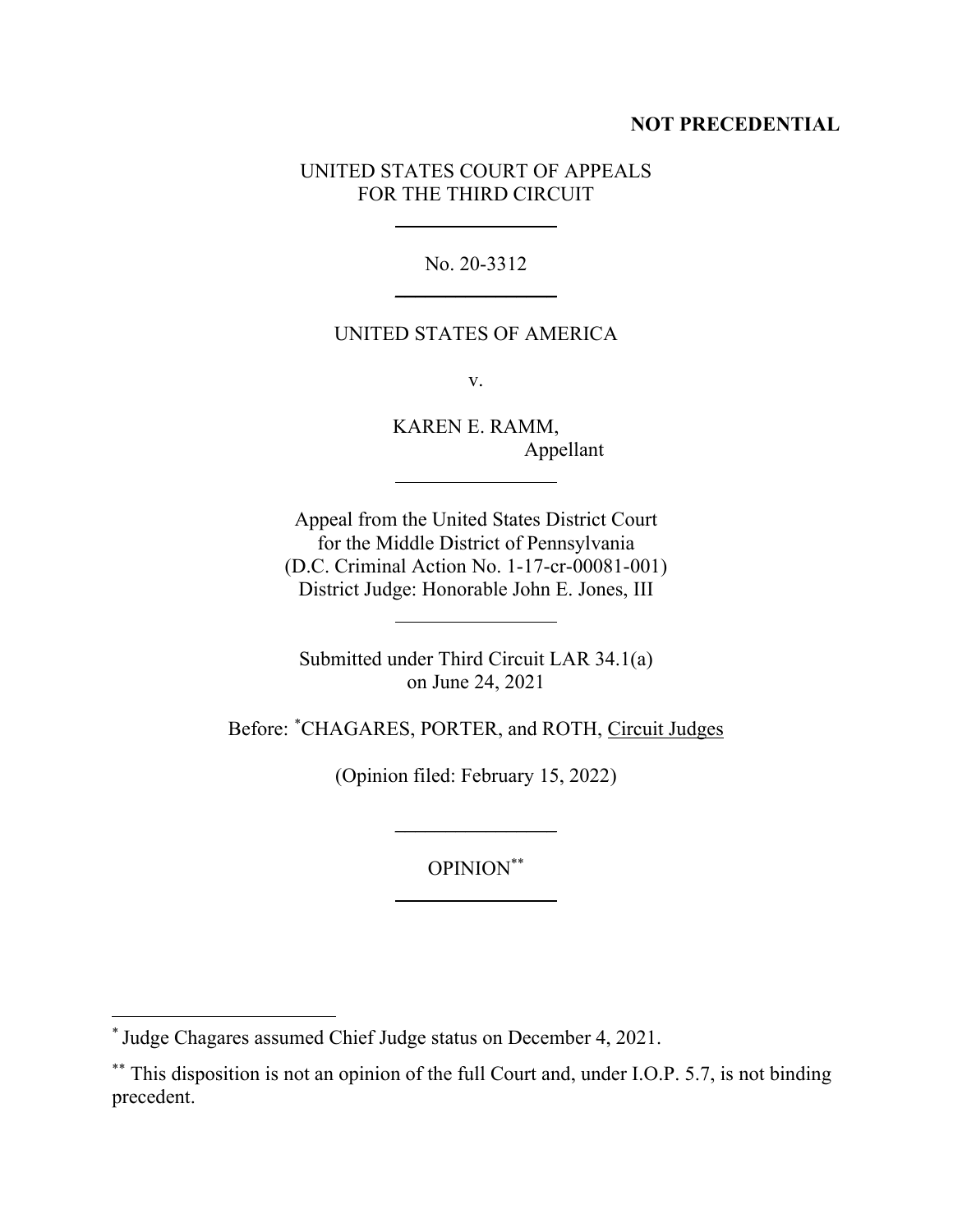**NOT PRECEDENTIAL**

UNITED STATES COURT OF APPEALS
FOR THE THIRD CIRCUIT

---

No. 20-3312

---

UNITED STATES OF AMERICA

v.

KAREN E. RAMM,
Appellant

---

Appeal from the United States District Court
for the Middle District of Pennsylvania
(D.C. Criminal Action No. 1-17-cr-00081-001)
District Judge: Honorable John E. Jones, III

---

Submitted under Third Circuit LAR 34.1(a)
on June 24, 2021

Before: [*]CHAGARES, PORTER, and ROTH, Circuit Judges

(Opinion filed: February 15, 2022)

---

OPINION[**]

---

[*] Judge Chagares assumed Chief Judge status on December 4, 2021.

[**] This disposition is not an opinion of the full Court and, under I.O.P. 5.7, is not binding precedent.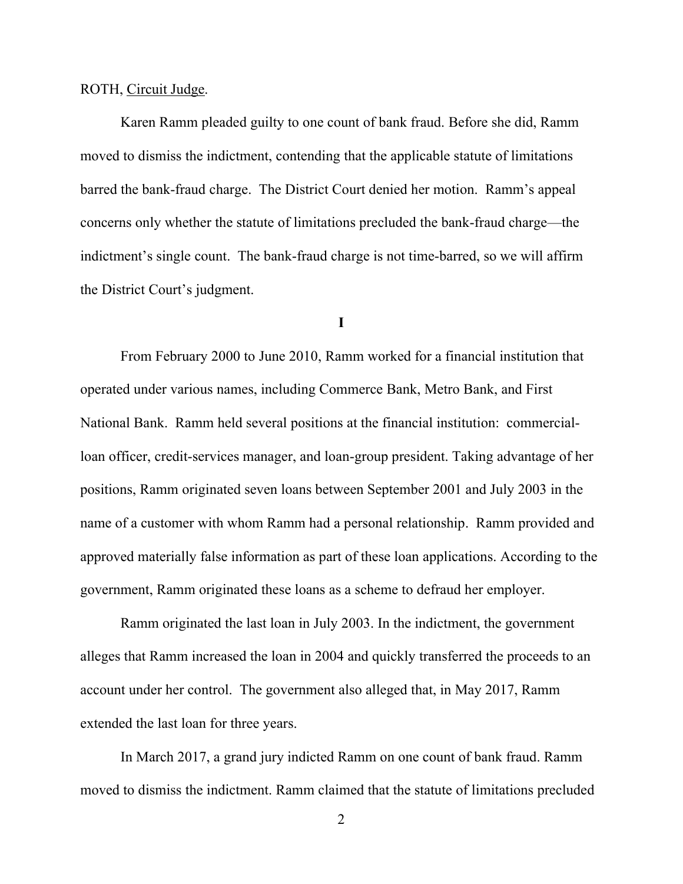ROTH, Circuit Judge.

Karen Ramm pleaded guilty to one count of bank fraud. Before she did, Ramm moved to dismiss the indictment, contending that the applicable statute of limitations barred the bank-fraud charge. The District Court denied her motion. Ramm's appeal concerns only whether the statute of limitations precluded the bank-fraud charge—the indictment's single count. The bank-fraud charge is not time-barred, so we will affirm the District Court's judgment.

**I**

From February 2000 to June 2010, Ramm worked for a financial institution that operated under various names, including Commerce Bank, Metro Bank, and First National Bank. Ramm held several positions at the financial institution: commercial-loan officer, credit-services manager, and loan-group president. Taking advantage of her positions, Ramm originated seven loans between September 2001 and July 2003 in the name of a customer with whom Ramm had a personal relationship. Ramm provided and approved materially false information as part of these loan applications. According to the government, Ramm originated these loans as a scheme to defraud her employer.

Ramm originated the last loan in July 2003. In the indictment, the government alleges that Ramm increased the loan in 2004 and quickly transferred the proceeds to an account under her control. The government also alleged that, in May 2017, Ramm extended the last loan for three years.

In March 2017, a grand jury indicted Ramm on one count of bank fraud. Ramm moved to dismiss the indictment. Ramm claimed that the statute of limitations precluded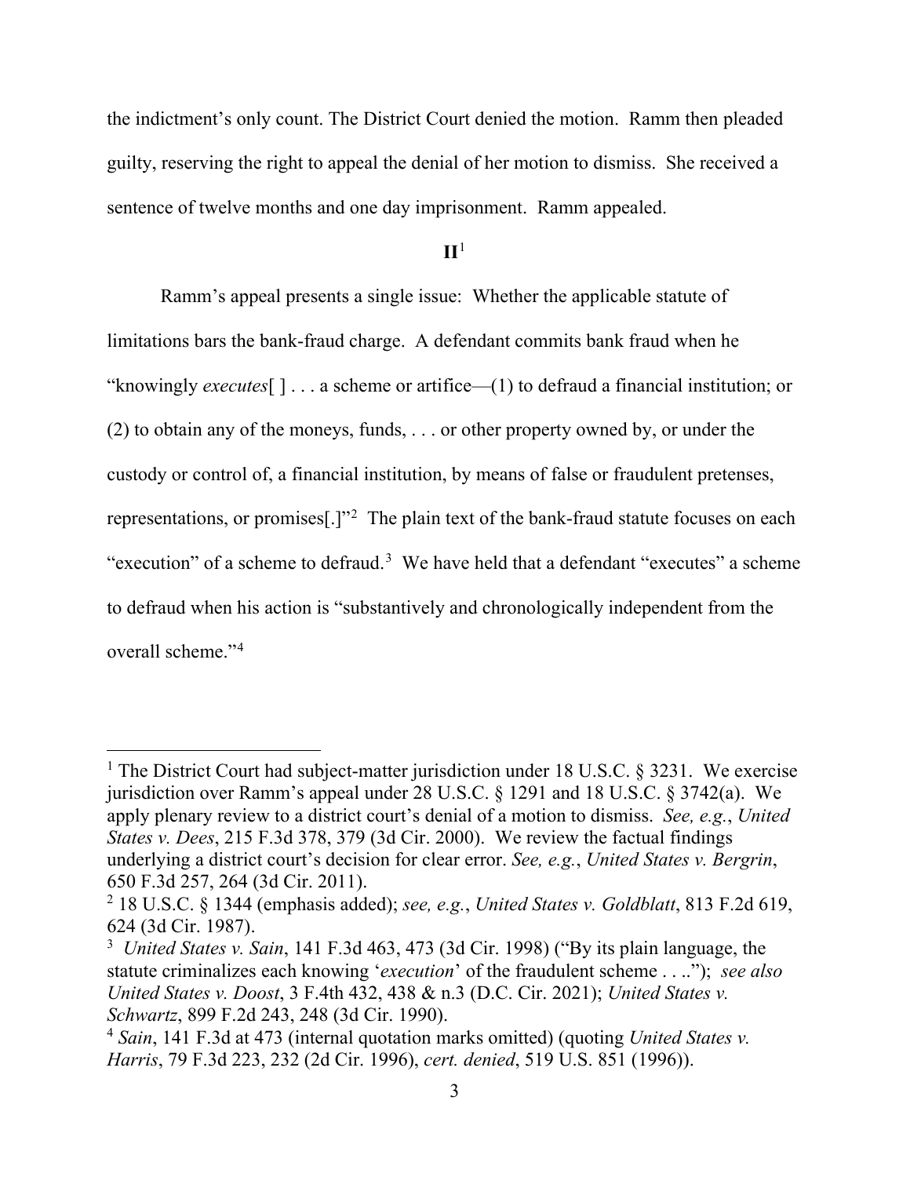the indictment's only count. The District Court denied the motion. Ramm then pleaded guilty, reserving the right to appeal the denial of her motion to dismiss. She received a sentence of twelve months and one day imprisonment. Ramm appealed.

## **II**[1]

Ramm's appeal presents a single issue: Whether the applicable statute of limitations bars the bank-fraud charge. A defendant commits bank fraud when he "knowingly *executes*[ ] . . . a scheme or artifice—(1) to defraud a financial institution; or (2) to obtain any of the moneys, funds, . . . or other property owned by, or under the custody or control of, a financial institution, by means of false or fraudulent pretenses, representations, or promises[.]"[2] The plain text of the bank-fraud statute focuses on each "execution" of a scheme to defraud.[3] We have held that a defendant "executes" a scheme to defraud when his action is "substantively and chronologically independent from the overall scheme."[4]

---

[1] The District Court had subject-matter jurisdiction under 18 U.S.C. § 3231. We exercise jurisdiction over Ramm's appeal under 28 U.S.C. § 1291 and 18 U.S.C. § 3742(a). We apply plenary review to a district court's denial of a motion to dismiss. *See, e.g.*, *United States v. Dees*, 215 F.3d 378, 379 (3d Cir. 2000). We review the factual findings underlying a district court's decision for clear error. *See, e.g.*, *United States v. Bergrin*, 650 F.3d 257, 264 (3d Cir. 2011).

[2] 18 U.S.C. § 1344 (emphasis added); *see, e.g.*, *United States v. Goldblatt*, 813 F.2d 619, 624 (3d Cir. 1987).

[3] *United States v. Sain*, 141 F.3d 463, 473 (3d Cir. 1998) ("By its plain language, the statute criminalizes each knowing '*execution*' of the fraudulent scheme . . .."); *see also United States v. Doost*, 3 F.4th 432, 438 & n.3 (D.C. Cir. 2021); *United States v. Schwartz*, 899 F.2d 243, 248 (3d Cir. 1990).

[4] *Sain*, 141 F.3d at 473 (internal quotation marks omitted) (quoting *United States v. Harris*, 79 F.3d 223, 232 (2d Cir. 1996), *cert. denied*, 519 U.S. 851 (1996)).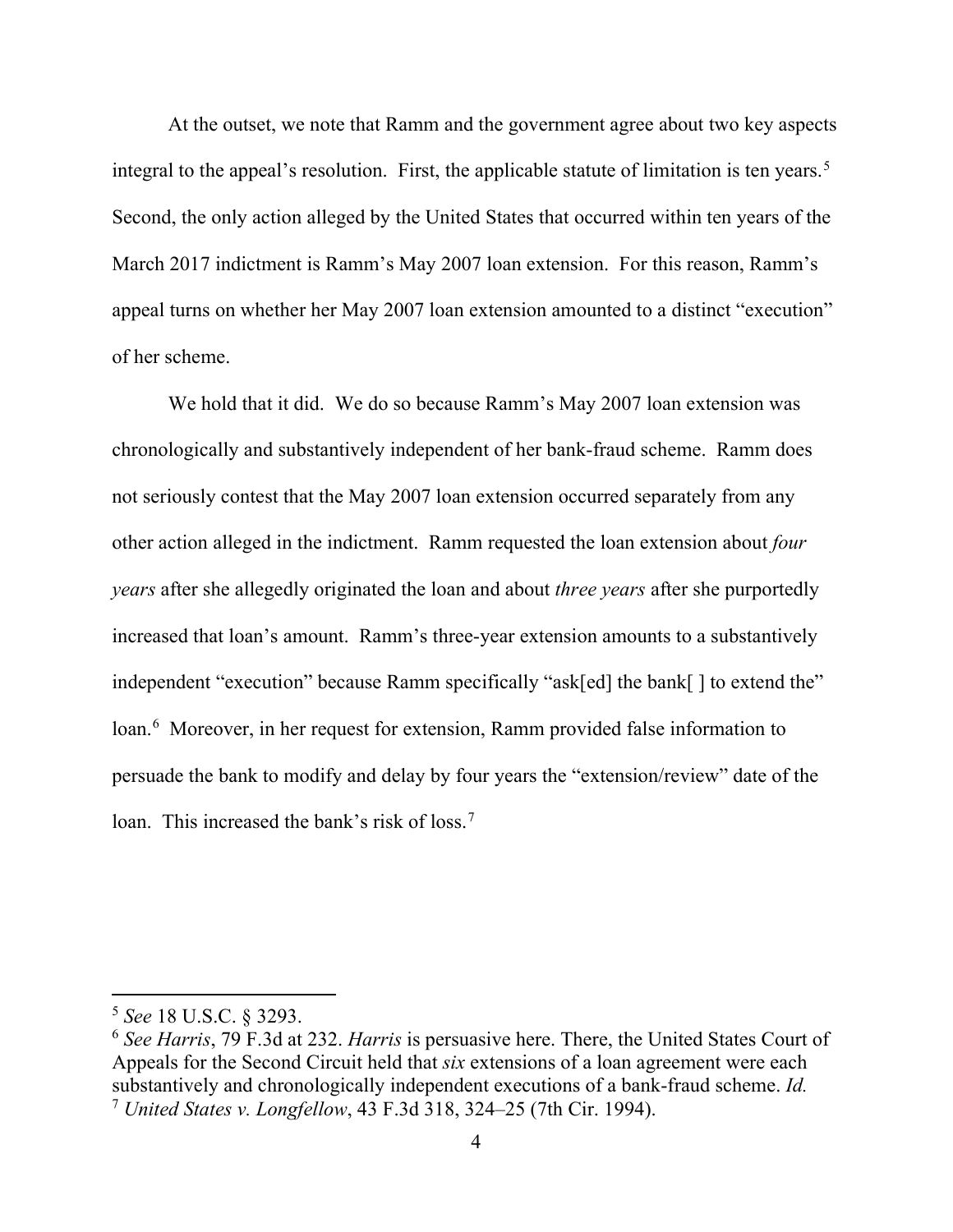At the outset, we note that Ramm and the government agree about two key aspects integral to the appeal's resolution. First, the applicable statute of limitation is ten years.[5] Second, the only action alleged by the United States that occurred within ten years of the March 2017 indictment is Ramm's May 2007 loan extension. For this reason, Ramm's appeal turns on whether her May 2007 loan extension amounted to a distinct "execution" of her scheme.

We hold that it did. We do so because Ramm's May 2007 loan extension was chronologically and substantively independent of her bank-fraud scheme. Ramm does not seriously contest that the May 2007 loan extension occurred separately from any other action alleged in the indictment. Ramm requested the loan extension about *four years* after she allegedly originated the loan and about *three years* after she purportedly increased that loan's amount. Ramm's three-year extension amounts to a substantively independent "execution" because Ramm specifically "ask[ed] the bank[ ] to extend the" loan.[6] Moreover, in her request for extension, Ramm provided false information to persuade the bank to modify and delay by four years the "extension/review" date of the loan. This increased the bank's risk of loss.[7]

---

[5] *See* 18 U.S.C. § 3293.

[6] *See Harris*, 79 F.3d at 232. *Harris* is persuasive here. There, the United States Court of Appeals for the Second Circuit held that *six* extensions of a loan agreement were each substantively and chronologically independent executions of a bank-fraud scheme. *Id.*

[7] *United States v. Longfellow*, 43 F.3d 318, 324–25 (7th Cir. 1994).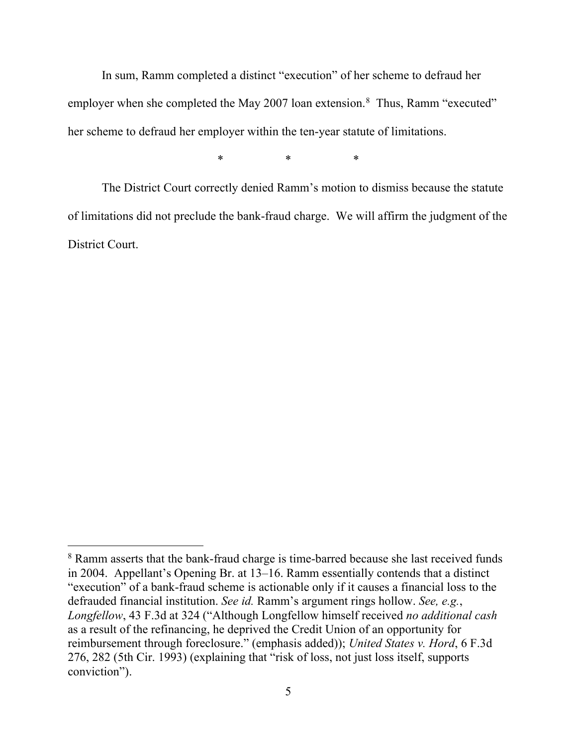In sum, Ramm completed a distinct "execution" of her scheme to defraud her employer when she completed the May 2007 loan extension.[8] Thus, Ramm "executed" her scheme to defraud her employer within the ten-year statute of limitations.

\* \* \*

The District Court correctly denied Ramm's motion to dismiss because the statute of limitations did not preclude the bank-fraud charge. We will affirm the judgment of the District Court.

---

[8] Ramm asserts that the bank-fraud charge is time-barred because she last received funds in 2004. Appellant's Opening Br. at 13–16. Ramm essentially contends that a distinct "execution" of a bank-fraud scheme is actionable only if it causes a financial loss to the defrauded financial institution. *See id.* Ramm's argument rings hollow. *See, e.g.*, *Longfellow*, 43 F.3d at 324 ("Although Longfellow himself received *no additional cash* as a result of the refinancing, he deprived the Credit Union of an opportunity for reimbursement through foreclosure." (emphasis added)); *United States v. Hord*, 6 F.3d 276, 282 (5th Cir. 1993) (explaining that "risk of loss, not just loss itself, supports conviction").